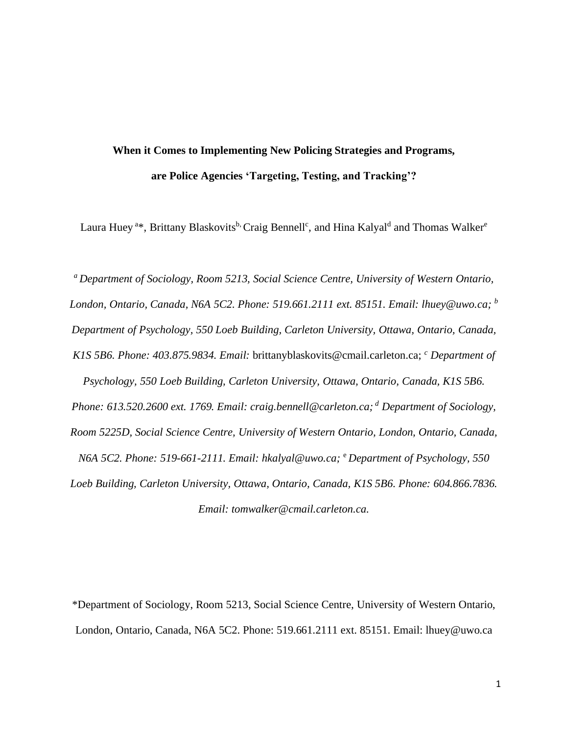# When it Comes to Implementing New Policing Strategies and Programs, are Police Agencies 'Targeting, Testing, and Tracking'?

Laura Huey [a]*, Brittany Blaskovits[b], Craig Bennell[c], and Hina Kalyal[d] and Thomas Walker[e]

*[a] Department of Sociology, Room 5213, Social Science Centre, University of Western Ontario, London, Ontario, Canada, N6A 5C2. Phone: 519.661.2111 ext. 85151. Email: lhuey@uwo.ca; [b] Department of Psychology, 550 Loeb Building, Carleton University, Ottawa, Ontario, Canada, K1S 5B6. Phone: 403.875.9834. Email:* brittanyblaskovits@cmail.carleton.ca; *[c] Department of Psychology, 550 Loeb Building, Carleton University, Ottawa, Ontario, Canada, K1S 5B6. Phone: 613.520.2600 ext. 1769. Email: craig.bennell@carleton.ca; [d] Department of Sociology, Room 5225D, Social Science Centre, University of Western Ontario, London, Ontario, Canada, N6A 5C2. Phone: 519-661-2111. Email: hkalyal@uwo.ca; [e] Department of Psychology, 550 Loeb Building, Carleton University, Ottawa, Ontario, Canada, K1S 5B6. Phone: 604.866.7836. Email: tomwalker@cmail.carleton.ca.*

*Department of Sociology, Room 5213, Social Science Centre, University of Western Ontario, London, Ontario, Canada, N6A 5C2. Phone: 519.661.2111 ext. 85151. Email: lhuey@uwo.ca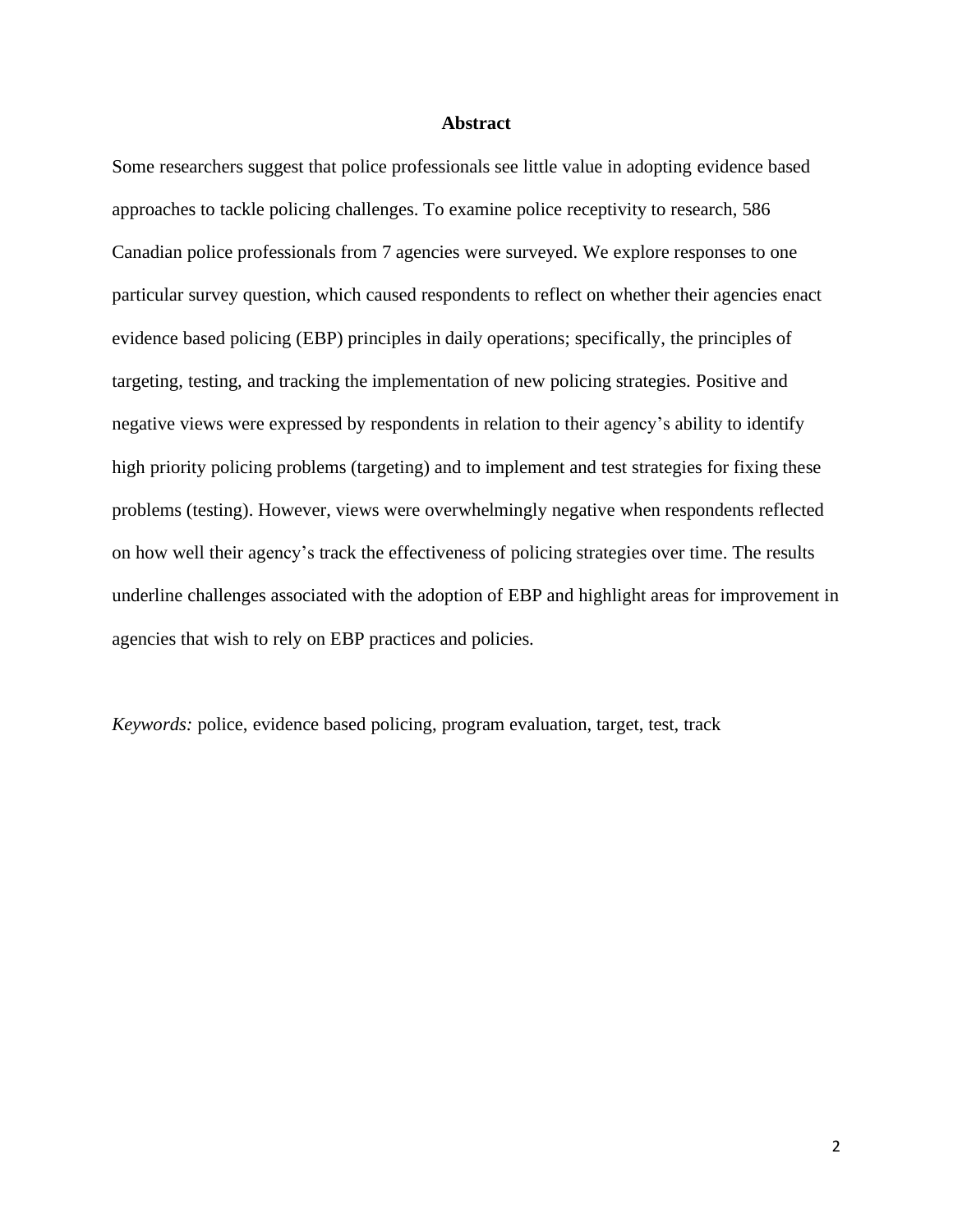## Abstract

Some researchers suggest that police professionals see little value in adopting evidence based approaches to tackle policing challenges. To examine police receptivity to research, 586 Canadian police professionals from 7 agencies were surveyed. We explore responses to one particular survey question, which caused respondents to reflect on whether their agencies enact evidence based policing (EBP) principles in daily operations; specifically, the principles of targeting, testing, and tracking the implementation of new policing strategies. Positive and negative views were expressed by respondents in relation to their agency's ability to identify high priority policing problems (targeting) and to implement and test strategies for fixing these problems (testing). However, views were overwhelmingly negative when respondents reflected on how well their agency's track the effectiveness of policing strategies over time. The results underline challenges associated with the adoption of EBP and highlight areas for improvement in agencies that wish to rely on EBP practices and policies.

*Keywords:* police, evidence based policing, program evaluation, target, test, track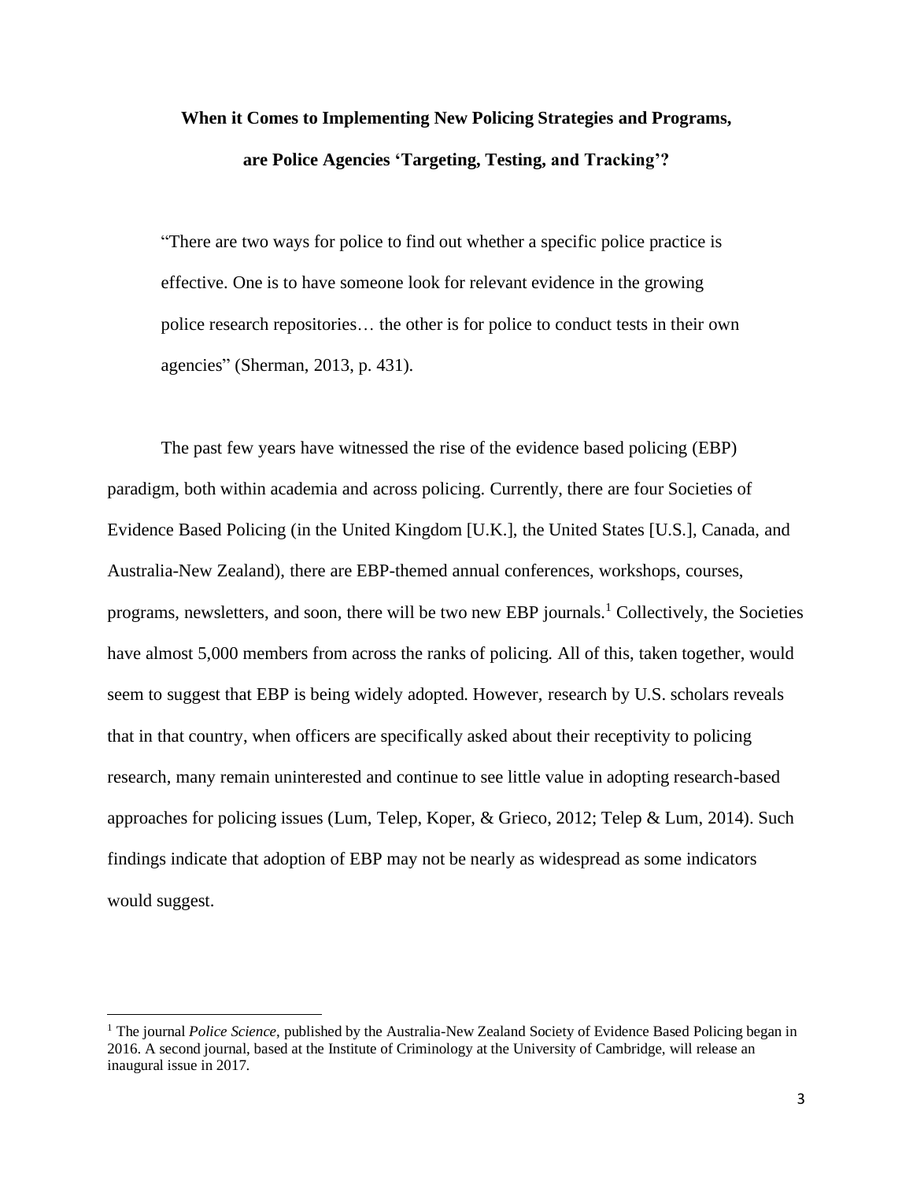**When it Comes to Implementing New Policing Strategies and Programs, are Police Agencies 'Targeting, Testing, and Tracking'?**

> "There are two ways for police to find out whether a specific police practice is effective. One is to have someone look for relevant evidence in the growing police research repositories… the other is for police to conduct tests in their own agencies" (Sherman, 2013, p. 431).

The past few years have witnessed the rise of the evidence based policing (EBP) paradigm, both within academia and across policing. Currently, there are four Societies of Evidence Based Policing (in the United Kingdom [U.K.], the United States [U.S.], Canada, and Australia-New Zealand), there are EBP-themed annual conferences, workshops, courses, programs, newsletters, and soon, there will be two new EBP journals.[1] Collectively, the Societies have almost 5,000 members from across the ranks of policing. All of this, taken together, would seem to suggest that EBP is being widely adopted. However, research by U.S. scholars reveals that in that country, when officers are specifically asked about their receptivity to policing research, many remain uninterested and continue to see little value in adopting research-based approaches for policing issues (Lum, Telep, Koper, & Grieco, 2012; Telep & Lum, 2014). Such findings indicate that adoption of EBP may not be nearly as widespread as some indicators would suggest.

[1] The journal *Police Science*, published by the Australia-New Zealand Society of Evidence Based Policing began in 2016. A second journal, based at the Institute of Criminology at the University of Cambridge, will release an inaugural issue in 2017.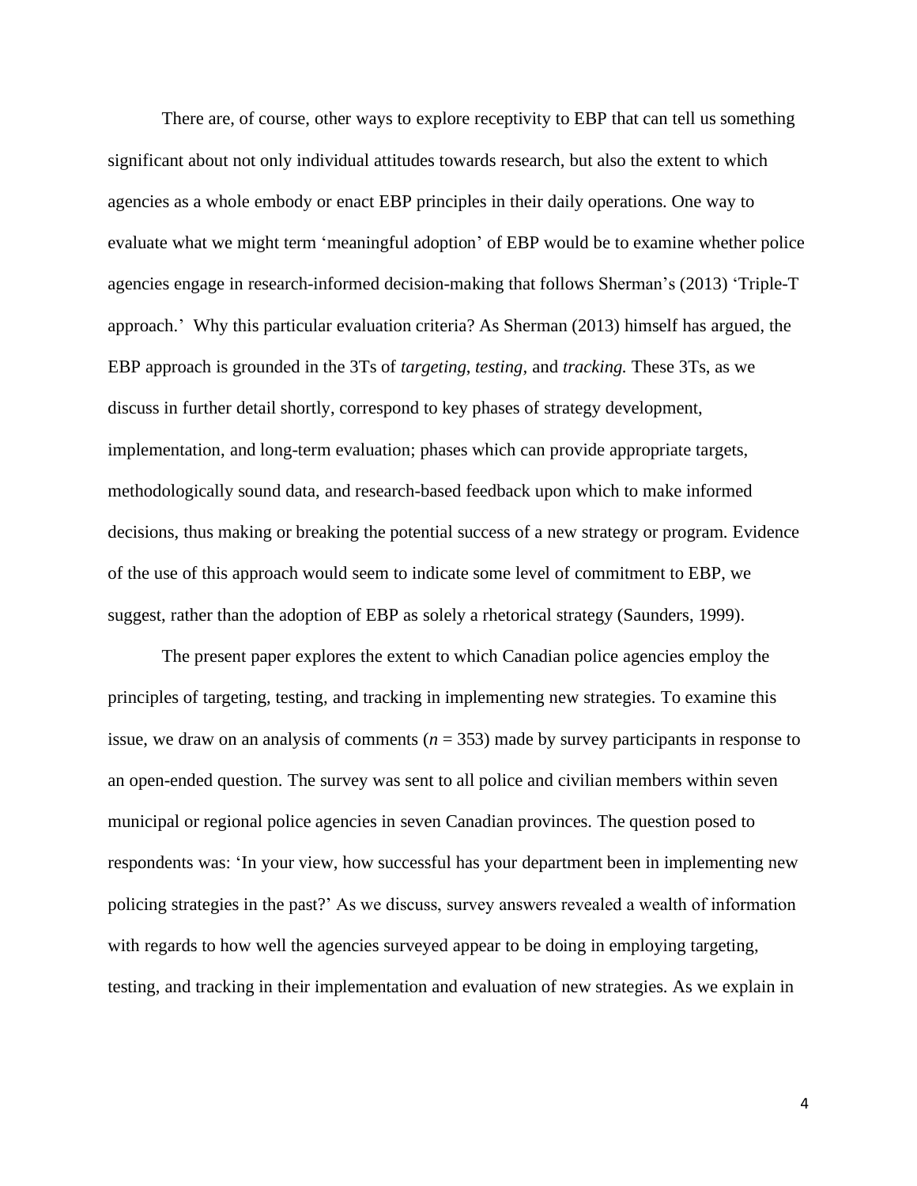There are, of course, other ways to explore receptivity to EBP that can tell us something significant about not only individual attitudes towards research, but also the extent to which agencies as a whole embody or enact EBP principles in their daily operations. One way to evaluate what we might term 'meaningful adoption' of EBP would be to examine whether police agencies engage in research-informed decision-making that follows Sherman's (2013) 'Triple-T approach.' Why this particular evaluation criteria? As Sherman (2013) himself has argued, the EBP approach is grounded in the 3Ts of *targeting*, *testing,* and *tracking.* These 3Ts, as we discuss in further detail shortly, correspond to key phases of strategy development, implementation, and long-term evaluation; phases which can provide appropriate targets, methodologically sound data, and research-based feedback upon which to make informed decisions, thus making or breaking the potential success of a new strategy or program. Evidence of the use of this approach would seem to indicate some level of commitment to EBP, we suggest, rather than the adoption of EBP as solely a rhetorical strategy (Saunders, 1999).

The present paper explores the extent to which Canadian police agencies employ the principles of targeting, testing, and tracking in implementing new strategies. To examine this issue, we draw on an analysis of comments ($n$ = 353) made by survey participants in response to an open-ended question. The survey was sent to all police and civilian members within seven municipal or regional police agencies in seven Canadian provinces. The question posed to respondents was: 'In your view, how successful has your department been in implementing new policing strategies in the past?' As we discuss, survey answers revealed a wealth of information with regards to how well the agencies surveyed appear to be doing in employing targeting, testing, and tracking in their implementation and evaluation of new strategies. As we explain in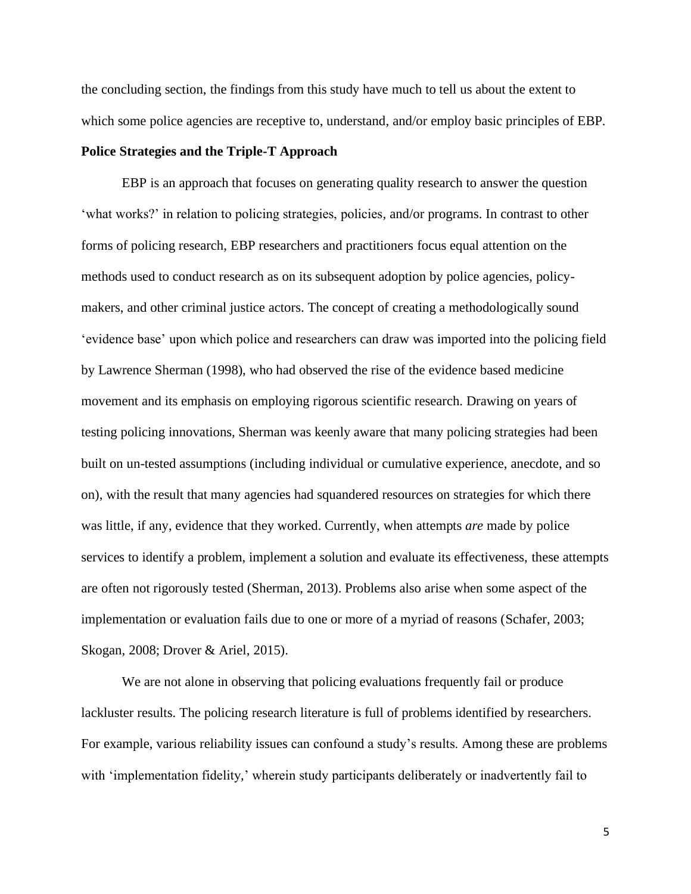the concluding section, the findings from this study have much to tell us about the extent to which some police agencies are receptive to, understand, and/or employ basic principles of EBP.

**Police Strategies and the Triple-T Approach**

EBP is an approach that focuses on generating quality research to answer the question 'what works?' in relation to policing strategies, policies, and/or programs. In contrast to other forms of policing research, EBP researchers and practitioners focus equal attention on the methods used to conduct research as on its subsequent adoption by police agencies, policy-makers, and other criminal justice actors. The concept of creating a methodologically sound 'evidence base' upon which police and researchers can draw was imported into the policing field by Lawrence Sherman (1998), who had observed the rise of the evidence based medicine movement and its emphasis on employing rigorous scientific research. Drawing on years of testing policing innovations, Sherman was keenly aware that many policing strategies had been built on un-tested assumptions (including individual or cumulative experience, anecdote, and so on), with the result that many agencies had squandered resources on strategies for which there was little, if any, evidence that they worked. Currently, when attempts *are* made by police services to identify a problem, implement a solution and evaluate its effectiveness, these attempts are often not rigorously tested (Sherman, 2013). Problems also arise when some aspect of the implementation or evaluation fails due to one or more of a myriad of reasons (Schafer, 2003; Skogan, 2008; Drover & Ariel, 2015).

We are not alone in observing that policing evaluations frequently fail or produce lackluster results. The policing research literature is full of problems identified by researchers. For example, various reliability issues can confound a study's results. Among these are problems with 'implementation fidelity,' wherein study participants deliberately or inadvertently fail to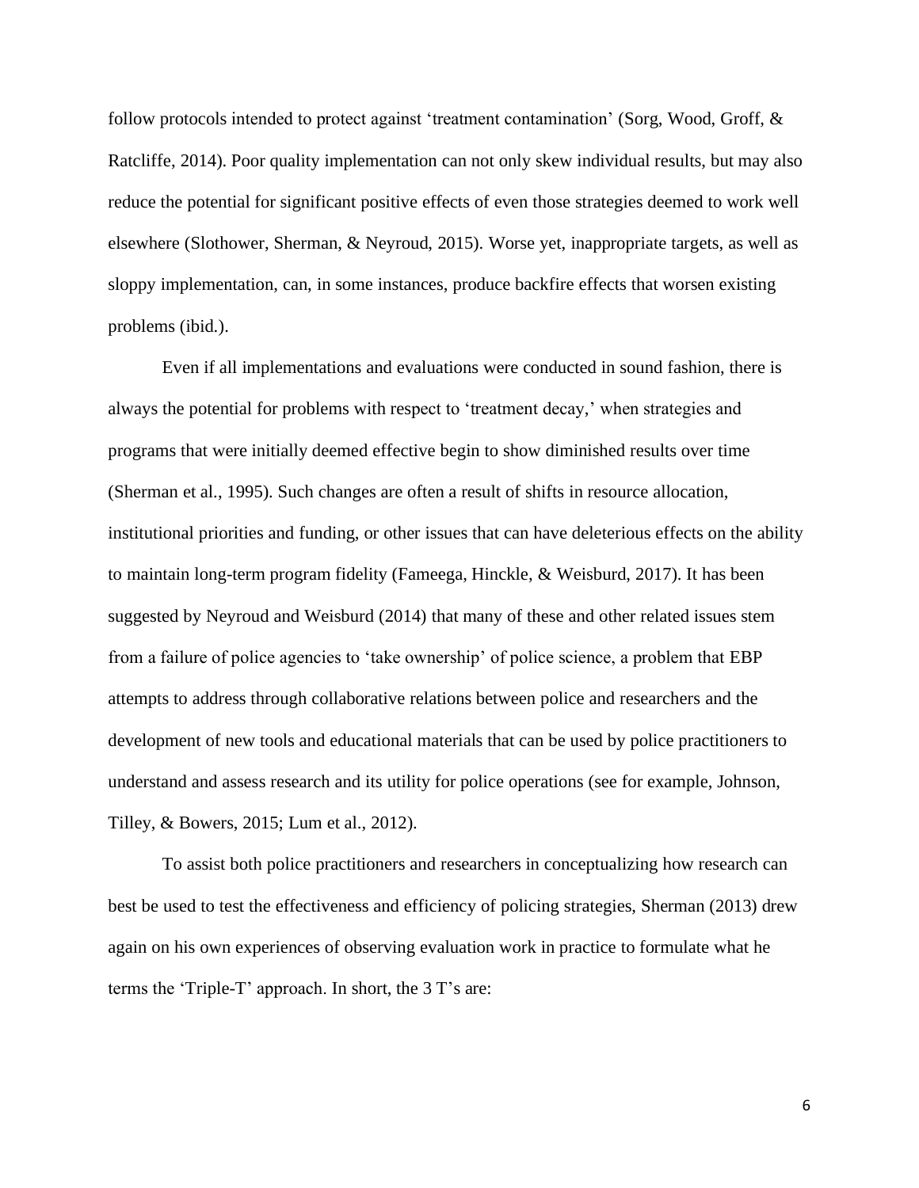follow protocols intended to protect against 'treatment contamination' (Sorg, Wood, Groff, & Ratcliffe, 2014). Poor quality implementation can not only skew individual results, but may also reduce the potential for significant positive effects of even those strategies deemed to work well elsewhere (Slothower, Sherman, & Neyroud, 2015). Worse yet, inappropriate targets, as well as sloppy implementation, can, in some instances, produce backfire effects that worsen existing problems (ibid.).

Even if all implementations and evaluations were conducted in sound fashion, there is always the potential for problems with respect to 'treatment decay,' when strategies and programs that were initially deemed effective begin to show diminished results over time (Sherman et al., 1995). Such changes are often a result of shifts in resource allocation, institutional priorities and funding, or other issues that can have deleterious effects on the ability to maintain long-term program fidelity (Fameega, Hinckle, & Weisburd, 2017). It has been suggested by Neyroud and Weisburd (2014) that many of these and other related issues stem from a failure of police agencies to 'take ownership' of police science, a problem that EBP attempts to address through collaborative relations between police and researchers and the development of new tools and educational materials that can be used by police practitioners to understand and assess research and its utility for police operations (see for example, Johnson, Tilley, & Bowers, 2015; Lum et al., 2012).

To assist both police practitioners and researchers in conceptualizing how research can best be used to test the effectiveness and efficiency of policing strategies, Sherman (2013) drew again on his own experiences of observing evaluation work in practice to formulate what he terms the 'Triple-T' approach. In short, the 3 T's are: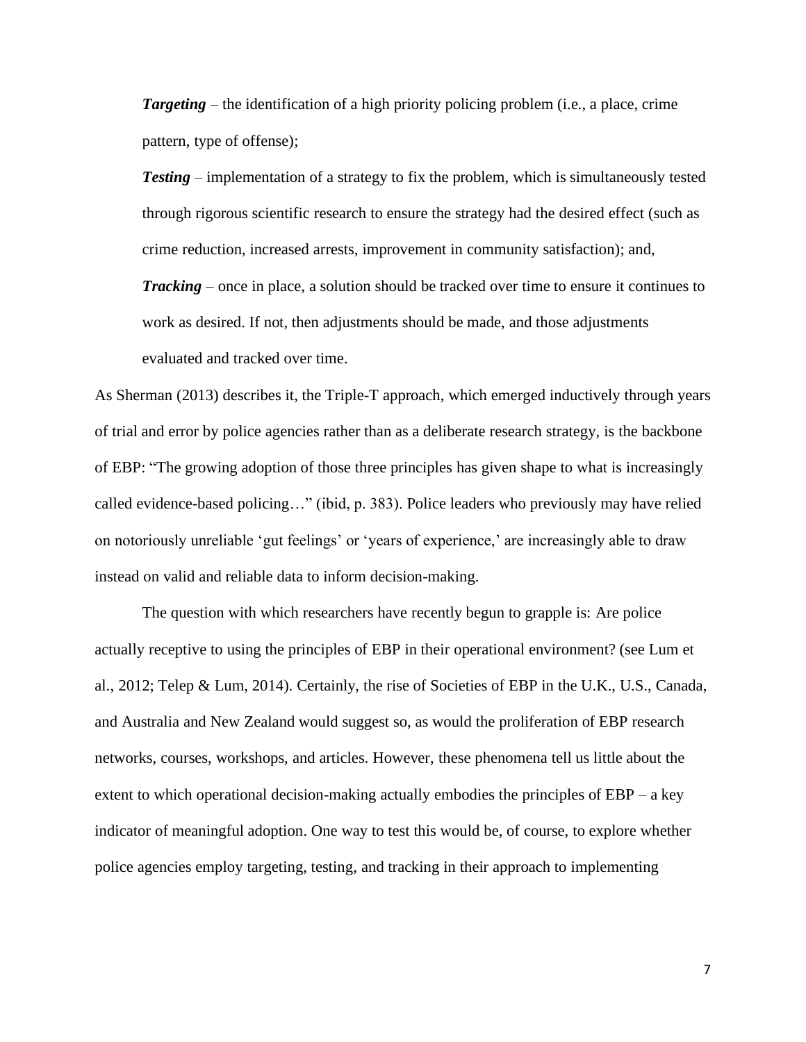***Targeting*** – the identification of a high priority policing problem (i.e., a place, crime pattern, type of offense);

***Testing*** – implementation of a strategy to fix the problem, which is simultaneously tested through rigorous scientific research to ensure the strategy had the desired effect (such as crime reduction, increased arrests, improvement in community satisfaction); and,

***Tracking*** – once in place, a solution should be tracked over time to ensure it continues to work as desired. If not, then adjustments should be made, and those adjustments evaluated and tracked over time.

As Sherman (2013) describes it, the Triple-T approach, which emerged inductively through years of trial and error by police agencies rather than as a deliberate research strategy, is the backbone of EBP: "The growing adoption of those three principles has given shape to what is increasingly called evidence-based policing…" (ibid, p. 383). Police leaders who previously may have relied on notoriously unreliable 'gut feelings' or 'years of experience,' are increasingly able to draw instead on valid and reliable data to inform decision-making.

The question with which researchers have recently begun to grapple is: Are police actually receptive to using the principles of EBP in their operational environment? (see Lum et al., 2012; Telep & Lum, 2014). Certainly, the rise of Societies of EBP in the U.K., U.S., Canada, and Australia and New Zealand would suggest so, as would the proliferation of EBP research networks, courses, workshops, and articles. However, these phenomena tell us little about the extent to which operational decision-making actually embodies the principles of EBP – a key indicator of meaningful adoption. One way to test this would be, of course, to explore whether police agencies employ targeting, testing, and tracking in their approach to implementing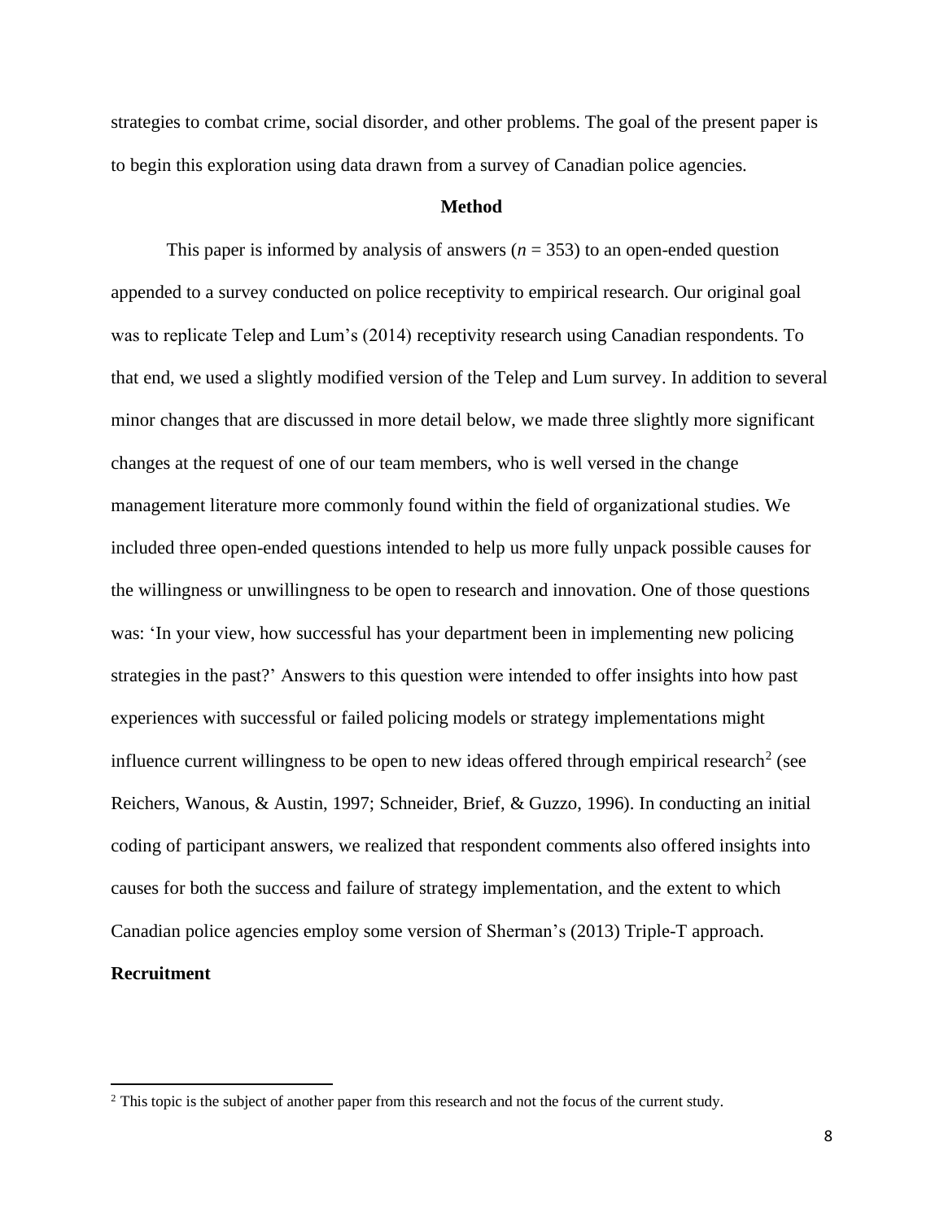strategies to combat crime, social disorder, and other problems. The goal of the present paper is to begin this exploration using data drawn from a survey of Canadian police agencies.

## Method

This paper is informed by analysis of answers ($n$ = 353) to an open-ended question appended to a survey conducted on police receptivity to empirical research. Our original goal was to replicate Telep and Lum's (2014) receptivity research using Canadian respondents. To that end, we used a slightly modified version of the Telep and Lum survey. In addition to several minor changes that are discussed in more detail below, we made three slightly more significant changes at the request of one of our team members, who is well versed in the change management literature more commonly found within the field of organizational studies. We included three open-ended questions intended to help us more fully unpack possible causes for the willingness or unwillingness to be open to research and innovation. One of those questions was: 'In your view, how successful has your department been in implementing new policing strategies in the past?' Answers to this question were intended to offer insights into how past experiences with successful or failed policing models or strategy implementations might influence current willingness to be open to new ideas offered through empirical research[2] (see Reichers, Wanous, & Austin, 1997; Schneider, Brief, & Guzzo, 1996). In conducting an initial coding of participant answers, we realized that respondent comments also offered insights into causes for both the success and failure of strategy implementation, and the extent to which Canadian police agencies employ some version of Sherman's (2013) Triple-T approach.

### Recruitment

[2] This topic is the subject of another paper from this research and not the focus of the current study.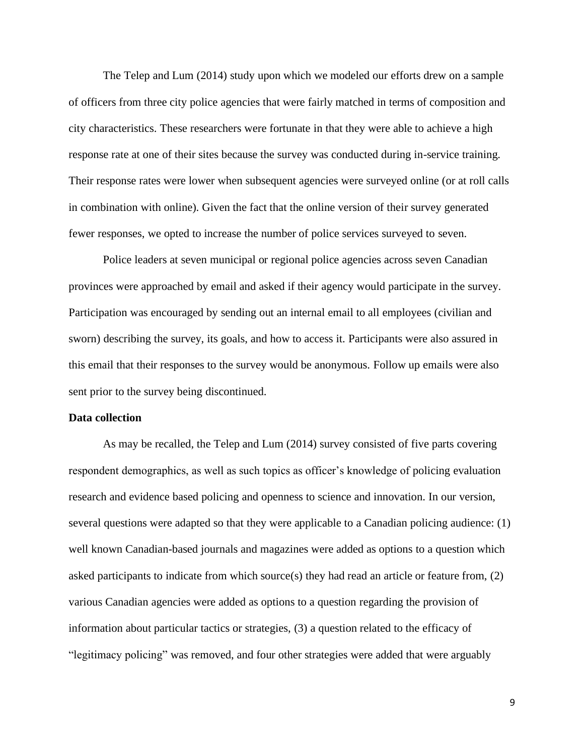The Telep and Lum (2014) study upon which we modeled our efforts drew on a sample of officers from three city police agencies that were fairly matched in terms of composition and city characteristics. These researchers were fortunate in that they were able to achieve a high response rate at one of their sites because the survey was conducted during in-service training. Their response rates were lower when subsequent agencies were surveyed online (or at roll calls in combination with online). Given the fact that the online version of their survey generated fewer responses, we opted to increase the number of police services surveyed to seven.

Police leaders at seven municipal or regional police agencies across seven Canadian provinces were approached by email and asked if their agency would participate in the survey. Participation was encouraged by sending out an internal email to all employees (civilian and sworn) describing the survey, its goals, and how to access it. Participants were also assured in this email that their responses to the survey would be anonymous. Follow up emails were also sent prior to the survey being discontinued.

**Data collection**

As may be recalled, the Telep and Lum (2014) survey consisted of five parts covering respondent demographics, as well as such topics as officer's knowledge of policing evaluation research and evidence based policing and openness to science and innovation. In our version, several questions were adapted so that they were applicable to a Canadian policing audience: (1) well known Canadian-based journals and magazines were added as options to a question which asked participants to indicate from which source(s) they had read an article or feature from, (2) various Canadian agencies were added as options to a question regarding the provision of information about particular tactics or strategies, (3) a question related to the efficacy of "legitimacy policing" was removed, and four other strategies were added that were arguably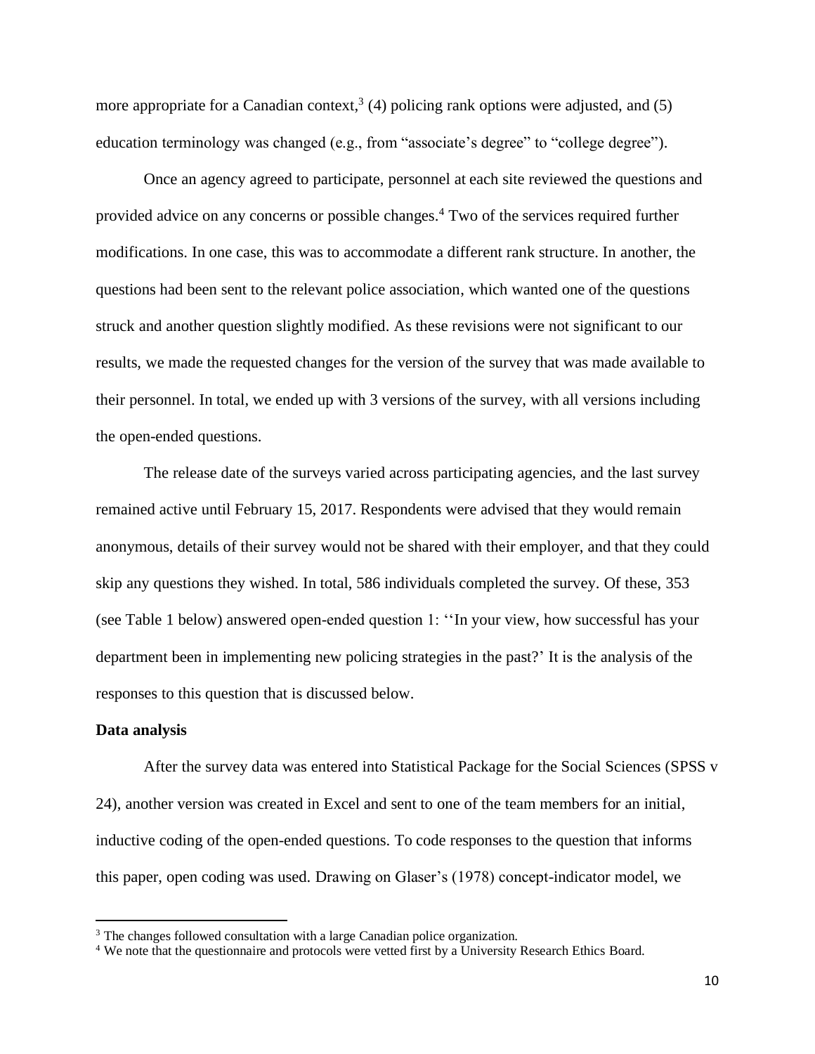more appropriate for a Canadian context,[3] (4) policing rank options were adjusted, and (5) education terminology was changed (e.g., from "associate's degree" to "college degree").

Once an agency agreed to participate, personnel at each site reviewed the questions and provided advice on any concerns or possible changes.[4] Two of the services required further modifications. In one case, this was to accommodate a different rank structure. In another, the questions had been sent to the relevant police association, which wanted one of the questions struck and another question slightly modified. As these revisions were not significant to our results, we made the requested changes for the version of the survey that was made available to their personnel. In total, we ended up with 3 versions of the survey, with all versions including the open-ended questions.

The release date of the surveys varied across participating agencies, and the last survey remained active until February 15, 2017. Respondents were advised that they would remain anonymous, details of their survey would not be shared with their employer, and that they could skip any questions they wished. In total, 586 individuals completed the survey. Of these, 353 (see Table 1 below) answered open-ended question 1: ''In your view, how successful has your department been in implementing new policing strategies in the past?' It is the analysis of the responses to this question that is discussed below.

**Data analysis**

After the survey data was entered into Statistical Package for the Social Sciences (SPSS v 24), another version was created in Excel and sent to one of the team members for an initial, inductive coding of the open-ended questions. To code responses to the question that informs this paper, open coding was used. Drawing on Glaser's (1978) concept-indicator model, we

[3] The changes followed consultation with a large Canadian police organization.

[4] We note that the questionnaire and protocols were vetted first by a University Research Ethics Board.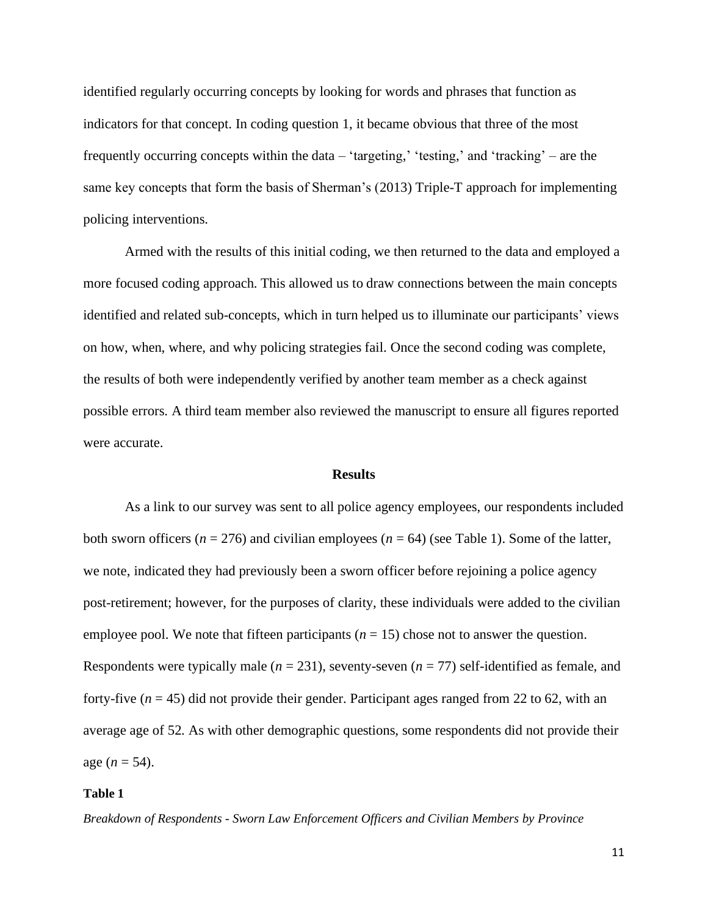identified regularly occurring concepts by looking for words and phrases that function as indicators for that concept. In coding question 1, it became obvious that three of the most frequently occurring concepts within the data – 'targeting,' 'testing,' and 'tracking' – are the same key concepts that form the basis of Sherman's (2013) Triple-T approach for implementing policing interventions.

Armed with the results of this initial coding, we then returned to the data and employed a more focused coding approach. This allowed us to draw connections between the main concepts identified and related sub-concepts, which in turn helped us to illuminate our participants' views on how, when, where, and why policing strategies fail. Once the second coding was complete, the results of both were independently verified by another team member as a check against possible errors. A third team member also reviewed the manuscript to ensure all figures reported were accurate.

## Results

As a link to our survey was sent to all police agency employees, our respondents included both sworn officers ($n$ = 276) and civilian employees ($n$ = 64) (see Table 1). Some of the latter, we note, indicated they had previously been a sworn officer before rejoining a police agency post-retirement; however, for the purposes of clarity, these individuals were added to the civilian employee pool. We note that fifteen participants ($n$ = 15) chose not to answer the question. Respondents were typically male ($n$ = 231), seventy-seven ($n$ = 77) self-identified as female, and forty-five ($n$ = 45) did not provide their gender. Participant ages ranged from 22 to 62, with an average age of 52. As with other demographic questions, some respondents did not provide their age ($n$ = 54).

**Table 1**

*Breakdown of Respondents - Sworn Law Enforcement Officers and Civilian Members by Province*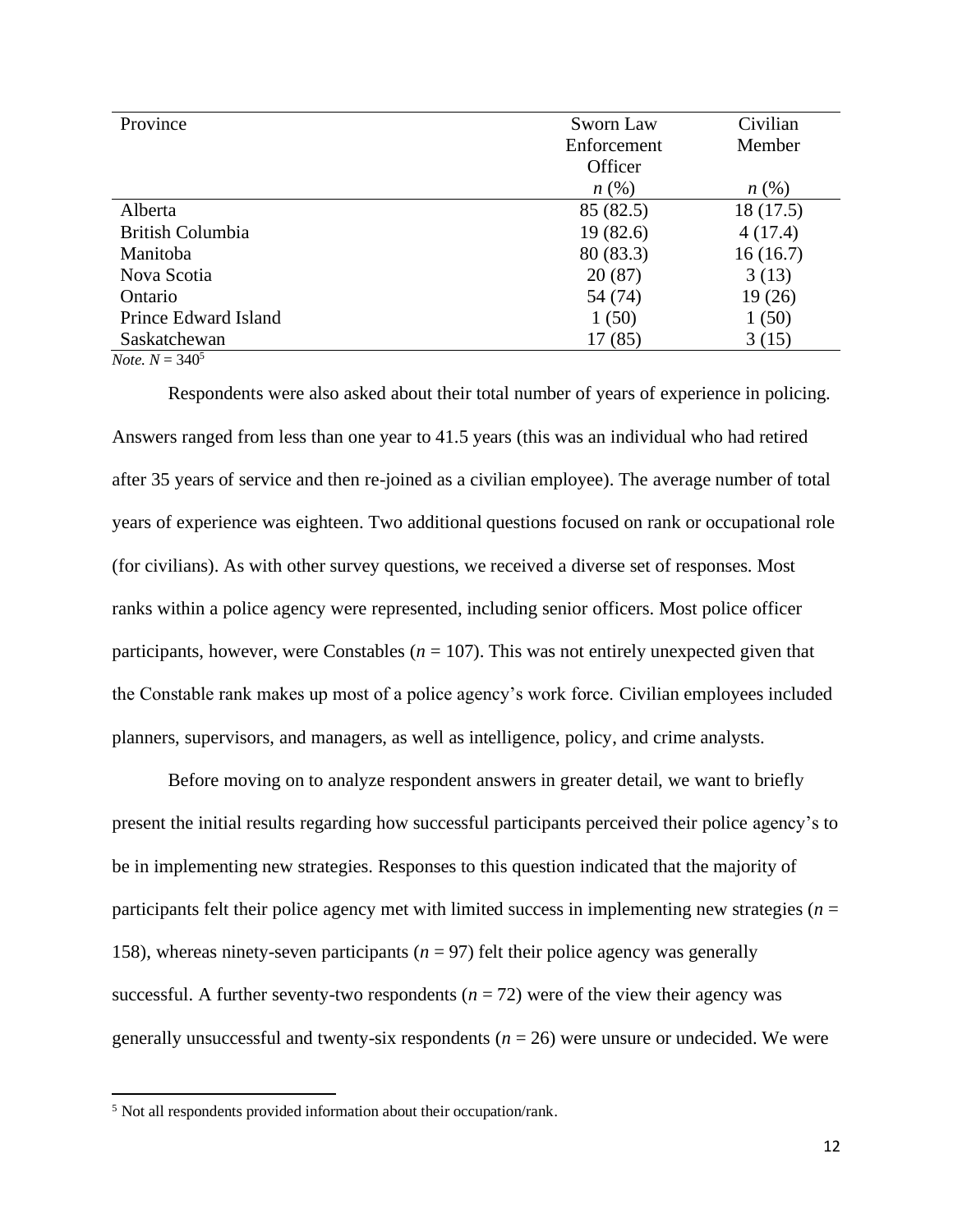| Province | Sworn Law Enforcement Officer | Civilian Member |
|---|---|---|
| | *n* (%) | *n* (%) |
| Alberta | 85 (82.5) | 18 (17.5) |
| British Columbia | 19 (82.6) | 4 (17.4) |
| Manitoba | 80 (83.3) | 16 (16.7) |
| Nova Scotia | 20 (87) | 3 (13) |
| Ontario | 54 (74) | 19 (26) |
| Prince Edward Island | 1 (50) | 1 (50) |
| Saskatchewan | 17 (85) | 3 (15) |

*Note.* $N = 340$[5]

Respondents were also asked about their total number of years of experience in policing. Answers ranged from less than one year to 41.5 years (this was an individual who had retired after 35 years of service and then re-joined as a civilian employee). The average number of total years of experience was eighteen. Two additional questions focused on rank or occupational role (for civilians). As with other survey questions, we received a diverse set of responses. Most ranks within a police agency were represented, including senior officers. Most police officer participants, however, were Constables ($n = 107$). This was not entirely unexpected given that the Constable rank makes up most of a police agency's work force. Civilian employees included planners, supervisors, and managers, as well as intelligence, policy, and crime analysts.

Before moving on to analyze respondent answers in greater detail, we want to briefly present the initial results regarding how successful participants perceived their police agency's to be in implementing new strategies. Responses to this question indicated that the majority of participants felt their police agency met with limited success in implementing new strategies ($n = 158$), whereas ninety-seven participants ($n = 97$) felt their police agency was generally successful. A further seventy-two respondents ($n = 72$) were of the view their agency was generally unsuccessful and twenty-six respondents ($n = 26$) were unsure or undecided. We were

[5] Not all respondents provided information about their occupation/rank.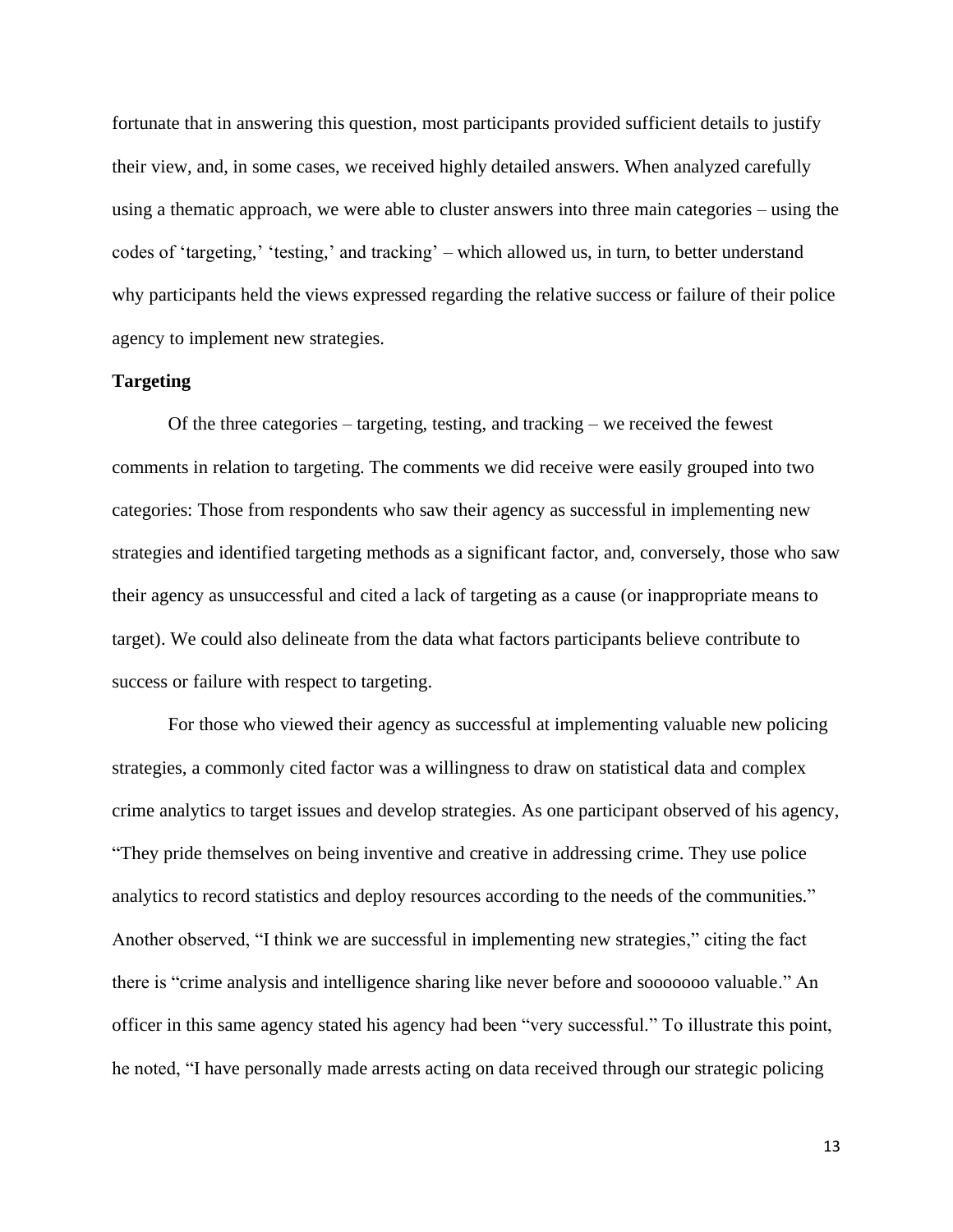fortunate that in answering this question, most participants provided sufficient details to justify their view, and, in some cases, we received highly detailed answers. When analyzed carefully using a thematic approach, we were able to cluster answers into three main categories – using the codes of 'targeting,' 'testing,' and tracking' – which allowed us, in turn, to better understand why participants held the views expressed regarding the relative success or failure of their police agency to implement new strategies.

**Targeting**

Of the three categories – targeting, testing, and tracking – we received the fewest comments in relation to targeting. The comments we did receive were easily grouped into two categories: Those from respondents who saw their agency as successful in implementing new strategies and identified targeting methods as a significant factor, and, conversely, those who saw their agency as unsuccessful and cited a lack of targeting as a cause (or inappropriate means to target). We could also delineate from the data what factors participants believe contribute to success or failure with respect to targeting.

For those who viewed their agency as successful at implementing valuable new policing strategies, a commonly cited factor was a willingness to draw on statistical data and complex crime analytics to target issues and develop strategies. As one participant observed of his agency, "They pride themselves on being inventive and creative in addressing crime. They use police analytics to record statistics and deploy resources according to the needs of the communities." Another observed, "I think we are successful in implementing new strategies," citing the fact there is "crime analysis and intelligence sharing like never before and sooooooo valuable." An officer in this same agency stated his agency had been "very successful." To illustrate this point, he noted, "I have personally made arrests acting on data received through our strategic policing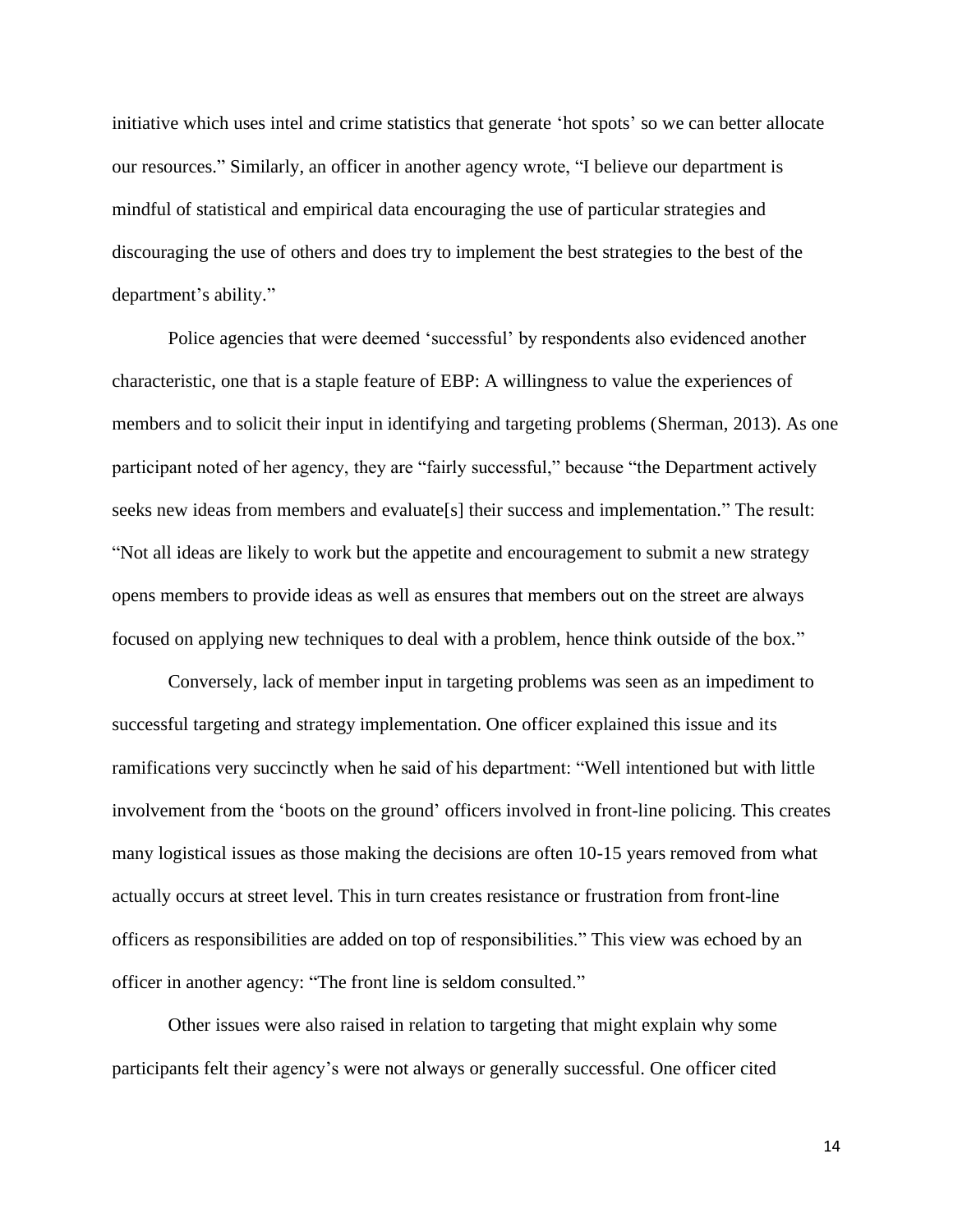initiative which uses intel and crime statistics that generate 'hot spots' so we can better allocate our resources." Similarly, an officer in another agency wrote, "I believe our department is mindful of statistical and empirical data encouraging the use of particular strategies and discouraging the use of others and does try to implement the best strategies to the best of the department's ability."

Police agencies that were deemed 'successful' by respondents also evidenced another characteristic, one that is a staple feature of EBP: A willingness to value the experiences of members and to solicit their input in identifying and targeting problems (Sherman, 2013). As one participant noted of her agency, they are "fairly successful," because "the Department actively seeks new ideas from members and evaluate[s] their success and implementation." The result: "Not all ideas are likely to work but the appetite and encouragement to submit a new strategy opens members to provide ideas as well as ensures that members out on the street are always focused on applying new techniques to deal with a problem, hence think outside of the box."

Conversely, lack of member input in targeting problems was seen as an impediment to successful targeting and strategy implementation. One officer explained this issue and its ramifications very succinctly when he said of his department: "Well intentioned but with little involvement from the 'boots on the ground' officers involved in front-line policing. This creates many logistical issues as those making the decisions are often 10-15 years removed from what actually occurs at street level. This in turn creates resistance or frustration from front-line officers as responsibilities are added on top of responsibilities." This view was echoed by an officer in another agency: "The front line is seldom consulted."

Other issues were also raised in relation to targeting that might explain why some participants felt their agency's were not always or generally successful. One officer cited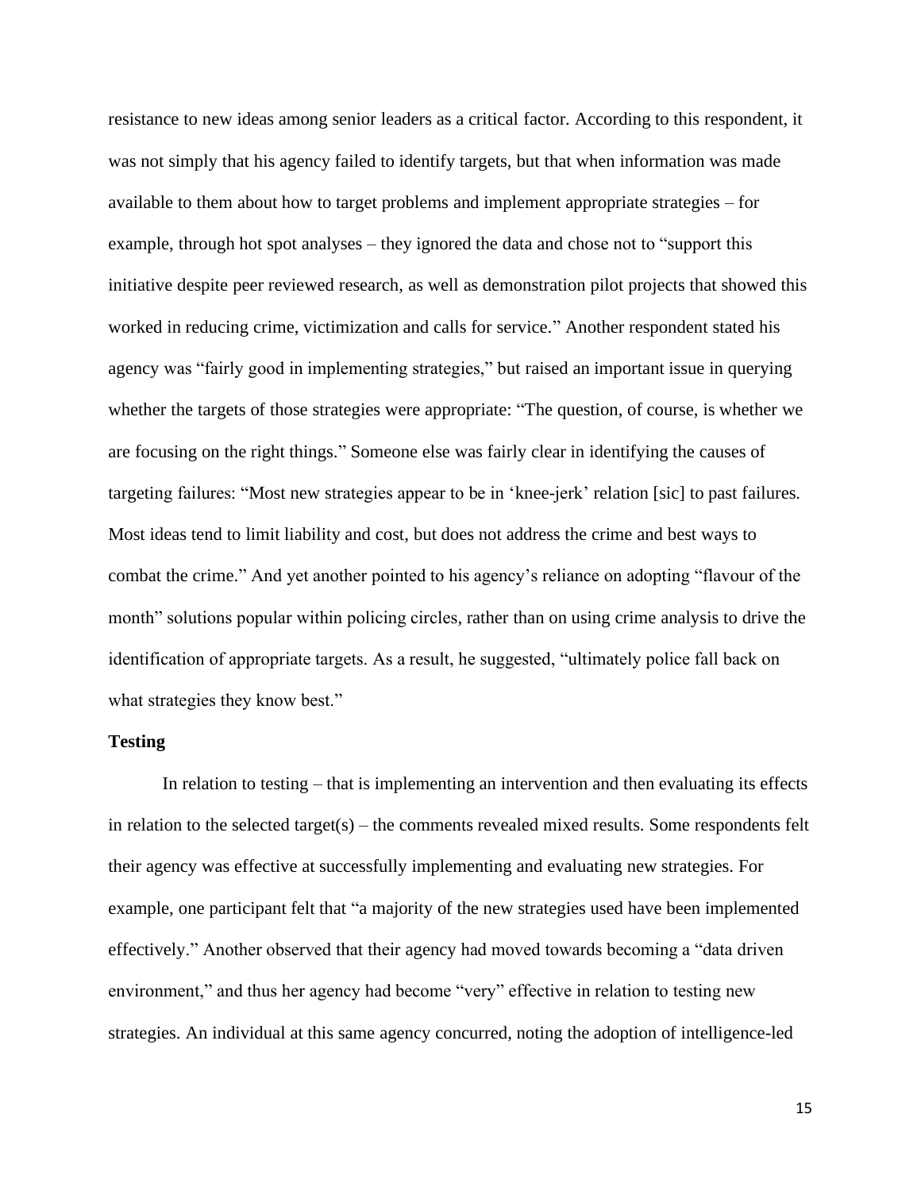resistance to new ideas among senior leaders as a critical factor. According to this respondent, it was not simply that his agency failed to identify targets, but that when information was made available to them about how to target problems and implement appropriate strategies – for example, through hot spot analyses – they ignored the data and chose not to "support this initiative despite peer reviewed research, as well as demonstration pilot projects that showed this worked in reducing crime, victimization and calls for service." Another respondent stated his agency was "fairly good in implementing strategies," but raised an important issue in querying whether the targets of those strategies were appropriate: "The question, of course, is whether we are focusing on the right things." Someone else was fairly clear in identifying the causes of targeting failures: "Most new strategies appear to be in 'knee-jerk' relation [sic] to past failures. Most ideas tend to limit liability and cost, but does not address the crime and best ways to combat the crime." And yet another pointed to his agency's reliance on adopting "flavour of the month" solutions popular within policing circles, rather than on using crime analysis to drive the identification of appropriate targets. As a result, he suggested, "ultimately police fall back on what strategies they know best."

**Testing**

In relation to testing – that is implementing an intervention and then evaluating its effects in relation to the selected target(s) – the comments revealed mixed results. Some respondents felt their agency was effective at successfully implementing and evaluating new strategies. For example, one participant felt that "a majority of the new strategies used have been implemented effectively." Another observed that their agency had moved towards becoming a "data driven environment," and thus her agency had become "very" effective in relation to testing new strategies. An individual at this same agency concurred, noting the adoption of intelligence-led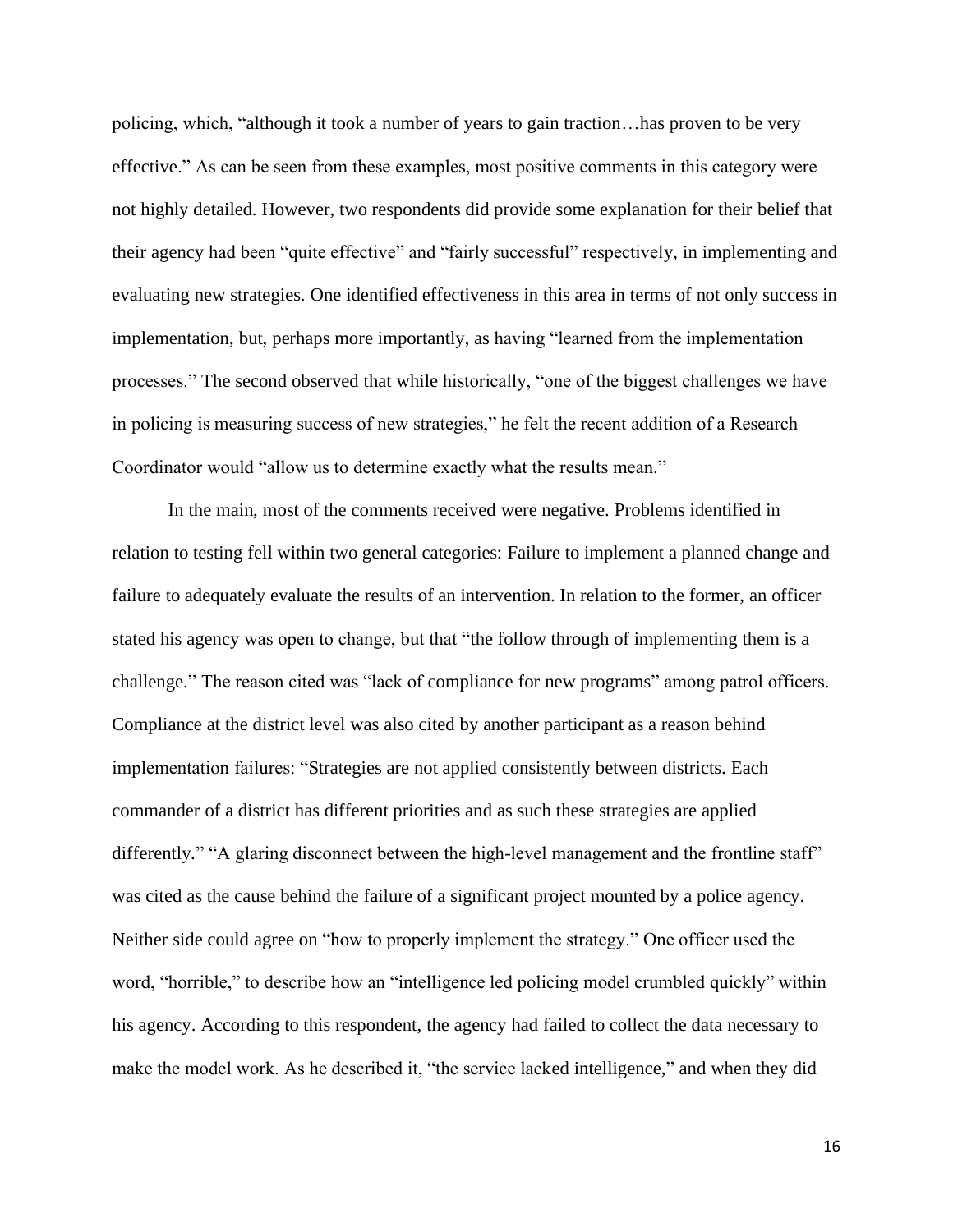policing, which, "although it took a number of years to gain traction…has proven to be very effective." As can be seen from these examples, most positive comments in this category were not highly detailed. However, two respondents did provide some explanation for their belief that their agency had been "quite effective" and "fairly successful" respectively, in implementing and evaluating new strategies. One identified effectiveness in this area in terms of not only success in implementation, but, perhaps more importantly, as having "learned from the implementation processes." The second observed that while historically, "one of the biggest challenges we have in policing is measuring success of new strategies," he felt the recent addition of a Research Coordinator would "allow us to determine exactly what the results mean."

In the main, most of the comments received were negative. Problems identified in relation to testing fell within two general categories: Failure to implement a planned change and failure to adequately evaluate the results of an intervention. In relation to the former, an officer stated his agency was open to change, but that "the follow through of implementing them is a challenge." The reason cited was "lack of compliance for new programs" among patrol officers. Compliance at the district level was also cited by another participant as a reason behind implementation failures: "Strategies are not applied consistently between districts. Each commander of a district has different priorities and as such these strategies are applied differently." "A glaring disconnect between the high-level management and the frontline staff" was cited as the cause behind the failure of a significant project mounted by a police agency. Neither side could agree on "how to properly implement the strategy." One officer used the word, "horrible," to describe how an "intelligence led policing model crumbled quickly" within his agency. According to this respondent, the agency had failed to collect the data necessary to make the model work. As he described it, "the service lacked intelligence," and when they did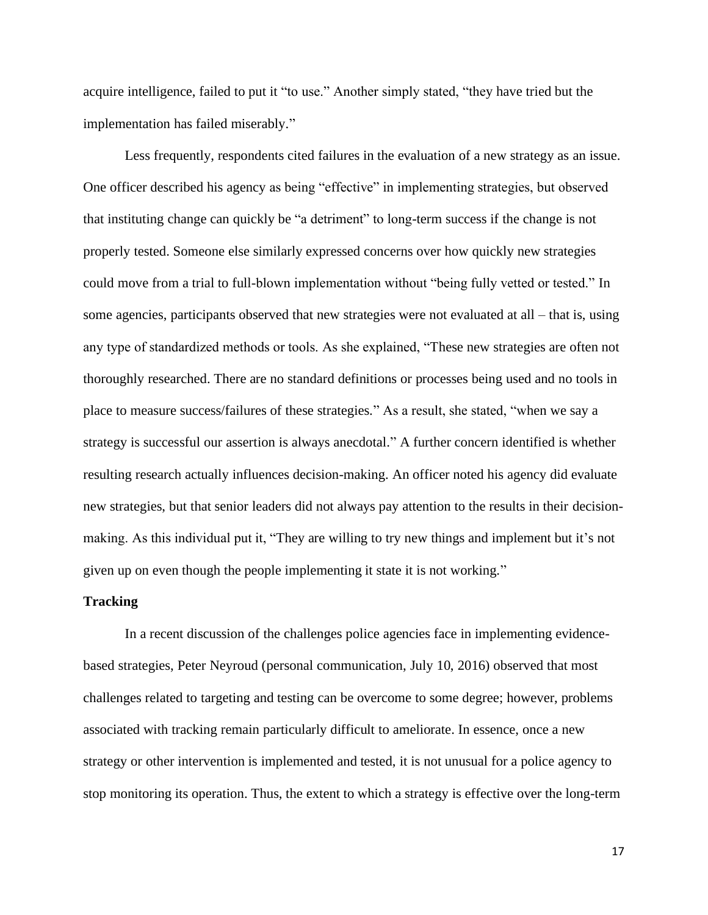acquire intelligence, failed to put it "to use." Another simply stated, "they have tried but the implementation has failed miserably."

Less frequently, respondents cited failures in the evaluation of a new strategy as an issue. One officer described his agency as being "effective" in implementing strategies, but observed that instituting change can quickly be "a detriment" to long-term success if the change is not properly tested. Someone else similarly expressed concerns over how quickly new strategies could move from a trial to full-blown implementation without "being fully vetted or tested." In some agencies, participants observed that new strategies were not evaluated at all – that is, using any type of standardized methods or tools. As she explained, "These new strategies are often not thoroughly researched. There are no standard definitions or processes being used and no tools in place to measure success/failures of these strategies." As a result, she stated, "when we say a strategy is successful our assertion is always anecdotal." A further concern identified is whether resulting research actually influences decision-making. An officer noted his agency did evaluate new strategies, but that senior leaders did not always pay attention to the results in their decision-making. As this individual put it, "They are willing to try new things and implement but it's not given up on even though the people implementing it state it is not working."

**Tracking**

In a recent discussion of the challenges police agencies face in implementing evidence-based strategies, Peter Neyroud (personal communication, July 10, 2016) observed that most challenges related to targeting and testing can be overcome to some degree; however, problems associated with tracking remain particularly difficult to ameliorate. In essence, once a new strategy or other intervention is implemented and tested, it is not unusual for a police agency to stop monitoring its operation. Thus, the extent to which a strategy is effective over the long-term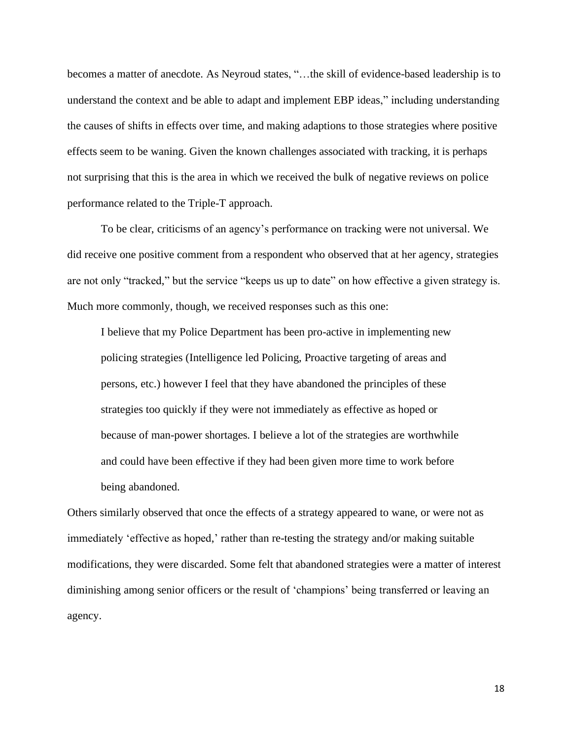becomes a matter of anecdote. As Neyroud states, "…the skill of evidence-based leadership is to understand the context and be able to adapt and implement EBP ideas," including understanding the causes of shifts in effects over time, and making adaptions to those strategies where positive effects seem to be waning. Given the known challenges associated with tracking, it is perhaps not surprising that this is the area in which we received the bulk of negative reviews on police performance related to the Triple-T approach.

To be clear, criticisms of an agency's performance on tracking were not universal. We did receive one positive comment from a respondent who observed that at her agency, strategies are not only "tracked," but the service "keeps us up to date" on how effective a given strategy is. Much more commonly, though, we received responses such as this one:

> I believe that my Police Department has been pro-active in implementing new policing strategies (Intelligence led Policing, Proactive targeting of areas and persons, etc.) however I feel that they have abandoned the principles of these strategies too quickly if they were not immediately as effective as hoped or because of man-power shortages. I believe a lot of the strategies are worthwhile and could have been effective if they had been given more time to work before being abandoned.

Others similarly observed that once the effects of a strategy appeared to wane, or were not as immediately 'effective as hoped,' rather than re-testing the strategy and/or making suitable modifications, they were discarded. Some felt that abandoned strategies were a matter of interest diminishing among senior officers or the result of 'champions' being transferred or leaving an agency.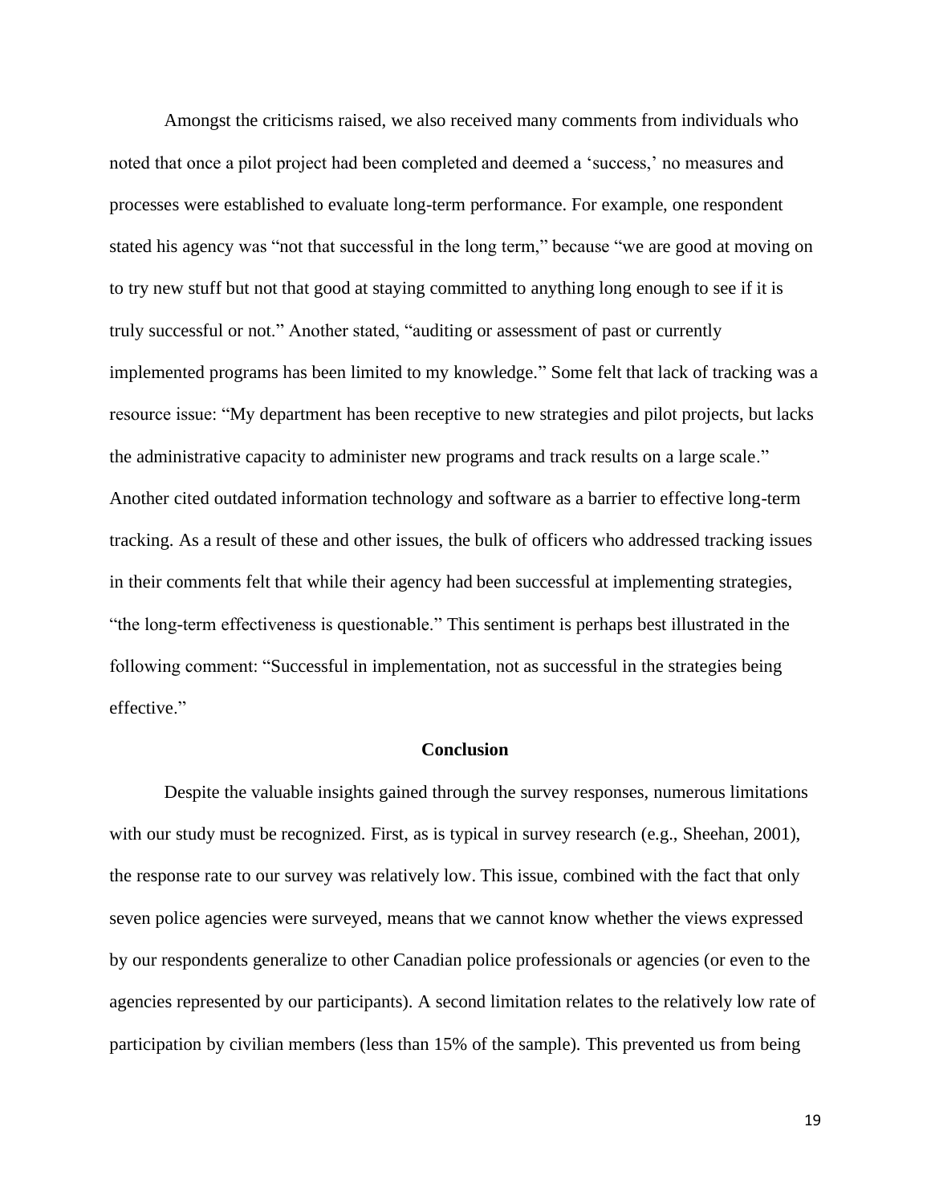Amongst the criticisms raised, we also received many comments from individuals who noted that once a pilot project had been completed and deemed a 'success,' no measures and processes were established to evaluate long-term performance. For example, one respondent stated his agency was "not that successful in the long term," because "we are good at moving on to try new stuff but not that good at staying committed to anything long enough to see if it is truly successful or not." Another stated, "auditing or assessment of past or currently implemented programs has been limited to my knowledge." Some felt that lack of tracking was a resource issue: "My department has been receptive to new strategies and pilot projects, but lacks the administrative capacity to administer new programs and track results on a large scale." Another cited outdated information technology and software as a barrier to effective long-term tracking. As a result of these and other issues, the bulk of officers who addressed tracking issues in their comments felt that while their agency had been successful at implementing strategies, "the long-term effectiveness is questionable." This sentiment is perhaps best illustrated in the following comment: "Successful in implementation, not as successful in the strategies being effective."

## Conclusion

Despite the valuable insights gained through the survey responses, numerous limitations with our study must be recognized. First, as is typical in survey research (e.g., Sheehan, 2001), the response rate to our survey was relatively low. This issue, combined with the fact that only seven police agencies were surveyed, means that we cannot know whether the views expressed by our respondents generalize to other Canadian police professionals or agencies (or even to the agencies represented by our participants). A second limitation relates to the relatively low rate of participation by civilian members (less than 15% of the sample). This prevented us from being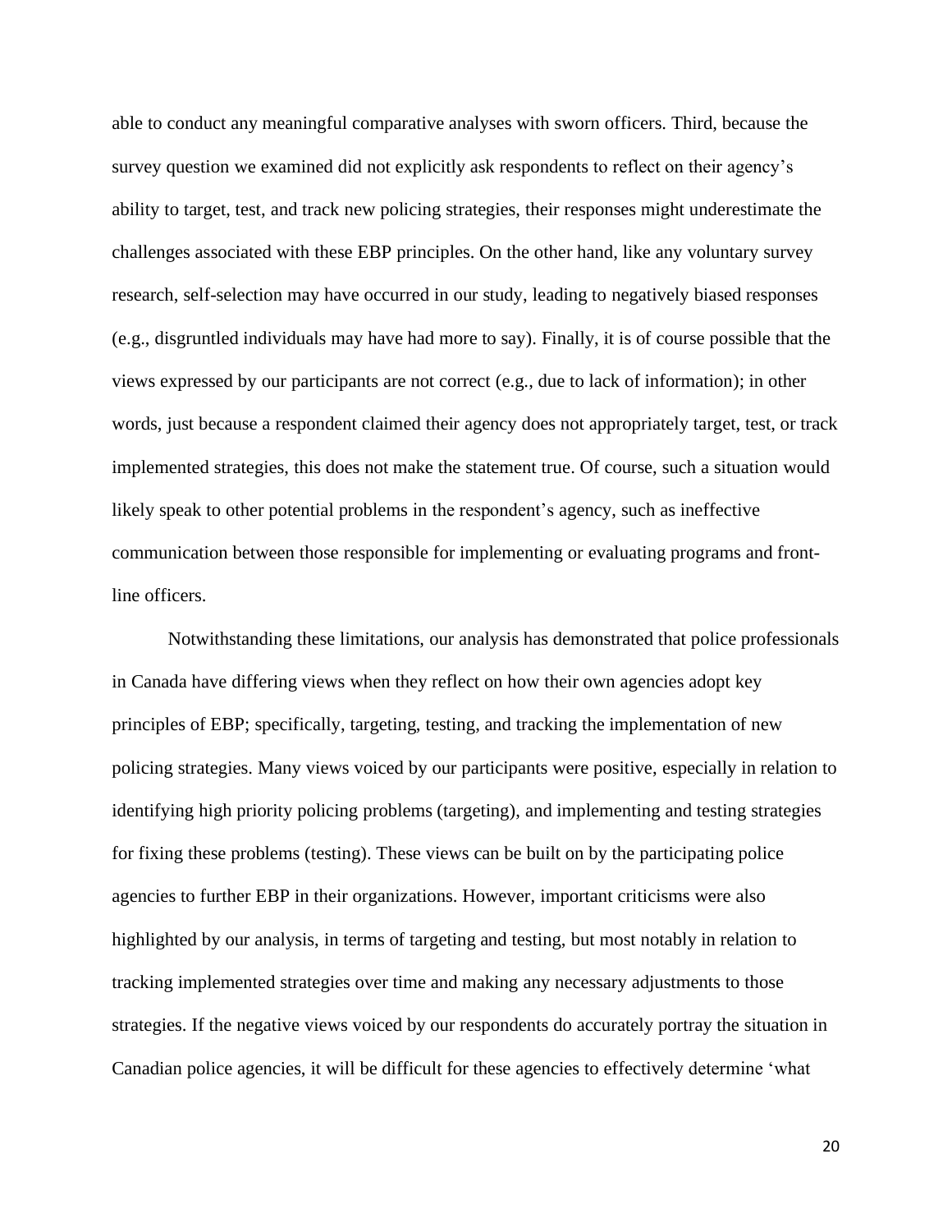able to conduct any meaningful comparative analyses with sworn officers. Third, because the survey question we examined did not explicitly ask respondents to reflect on their agency's ability to target, test, and track new policing strategies, their responses might underestimate the challenges associated with these EBP principles. On the other hand, like any voluntary survey research, self-selection may have occurred in our study, leading to negatively biased responses (e.g., disgruntled individuals may have had more to say). Finally, it is of course possible that the views expressed by our participants are not correct (e.g., due to lack of information); in other words, just because a respondent claimed their agency does not appropriately target, test, or track implemented strategies, this does not make the statement true. Of course, such a situation would likely speak to other potential problems in the respondent's agency, such as ineffective communication between those responsible for implementing or evaluating programs and front-line officers.

Notwithstanding these limitations, our analysis has demonstrated that police professionals in Canada have differing views when they reflect on how their own agencies adopt key principles of EBP; specifically, targeting, testing, and tracking the implementation of new policing strategies. Many views voiced by our participants were positive, especially in relation to identifying high priority policing problems (targeting), and implementing and testing strategies for fixing these problems (testing). These views can be built on by the participating police agencies to further EBP in their organizations. However, important criticisms were also highlighted by our analysis, in terms of targeting and testing, but most notably in relation to tracking implemented strategies over time and making any necessary adjustments to those strategies. If the negative views voiced by our respondents do accurately portray the situation in Canadian police agencies, it will be difficult for these agencies to effectively determine 'what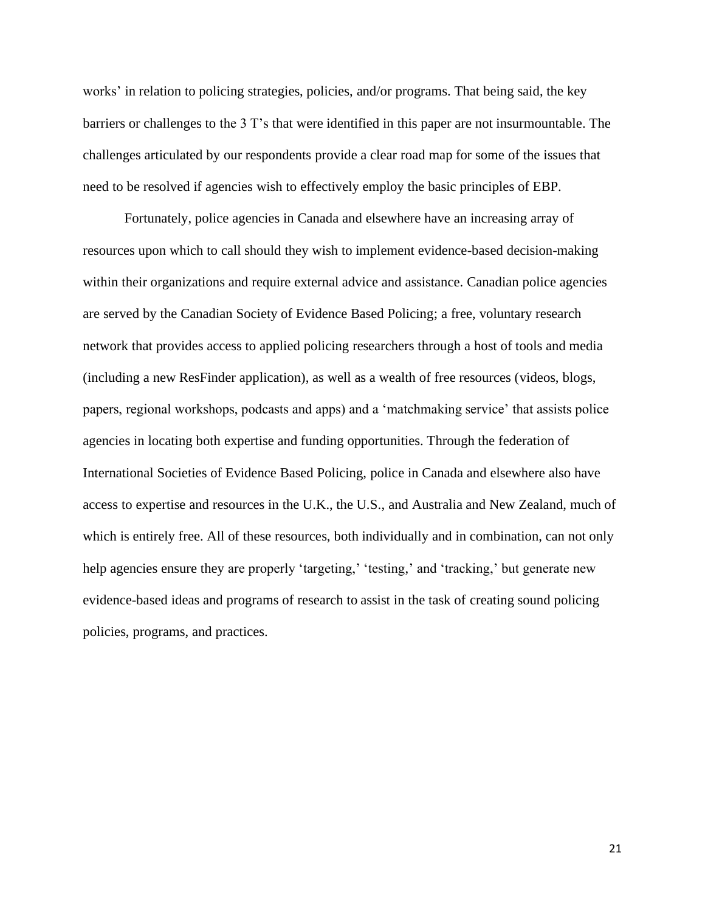works' in relation to policing strategies, policies, and/or programs. That being said, the key barriers or challenges to the 3 T's that were identified in this paper are not insurmountable. The challenges articulated by our respondents provide a clear road map for some of the issues that need to be resolved if agencies wish to effectively employ the basic principles of EBP.

Fortunately, police agencies in Canada and elsewhere have an increasing array of resources upon which to call should they wish to implement evidence-based decision-making within their organizations and require external advice and assistance. Canadian police agencies are served by the Canadian Society of Evidence Based Policing; a free, voluntary research network that provides access to applied policing researchers through a host of tools and media (including a new ResFinder application), as well as a wealth of free resources (videos, blogs, papers, regional workshops, podcasts and apps) and a 'matchmaking service' that assists police agencies in locating both expertise and funding opportunities. Through the federation of International Societies of Evidence Based Policing, police in Canada and elsewhere also have access to expertise and resources in the U.K., the U.S., and Australia and New Zealand, much of which is entirely free. All of these resources, both individually and in combination, can not only help agencies ensure they are properly 'targeting,' 'testing,' and 'tracking,' but generate new evidence-based ideas and programs of research to assist in the task of creating sound policing policies, programs, and practices.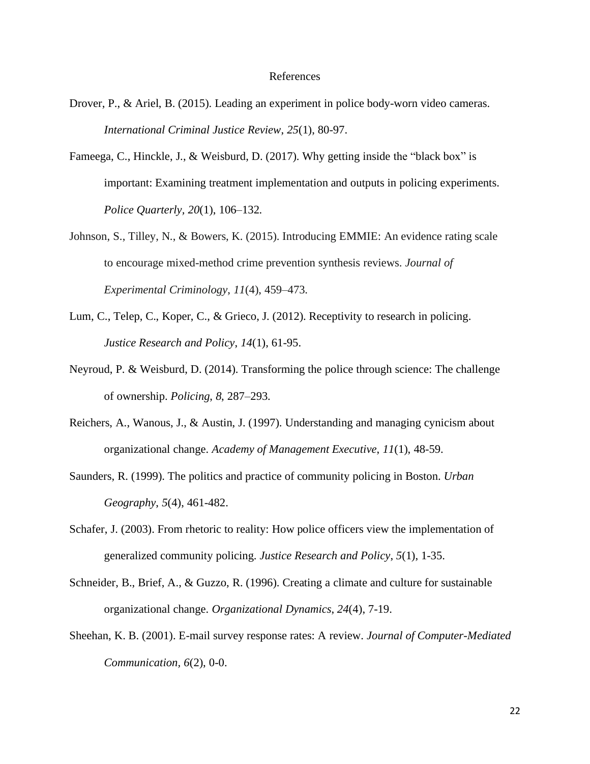# References

Drover, P., & Ariel, B. (2015). Leading an experiment in police body-worn video cameras. *International Criminal Justice Review*, *25*(1), 80-97.

Fameega, C., Hinckle, J., & Weisburd, D. (2017). Why getting inside the "black box" is important: Examining treatment implementation and outputs in policing experiments. *Police Quarterly*, *20*(1), 106–132.

Johnson, S., Tilley, N., & Bowers, K. (2015). Introducing EMMIE: An evidence rating scale to encourage mixed-method crime prevention synthesis reviews. *Journal of Experimental Criminology*, *11*(4), 459–473.

Lum, C., Telep, C., Koper, C., & Grieco, J. (2012). Receptivity to research in policing. *Justice Research and Policy*, *14*(1), 61-95.

Neyroud, P. & Weisburd, D. (2014). Transforming the police through science: The challenge of ownership. *Policing*, *8*, 287–293.

Reichers, A., Wanous, J., & Austin, J. (1997). Understanding and managing cynicism about organizational change. *Academy of Management Executive*, *11*(1), 48-59.

Saunders, R. (1999). The politics and practice of community policing in Boston. *Urban Geography*, *5*(4), 461-482.

Schafer, J. (2003). From rhetoric to reality: How police officers view the implementation of generalized community policing. *Justice Research and Policy*, *5*(1), 1-35.

Schneider, B., Brief, A., & Guzzo, R. (1996). Creating a climate and culture for sustainable organizational change. *Organizational Dynamics*, *24*(4), 7-19.

Sheehan, K. B. (2001). E-mail survey response rates: A review. *Journal of Computer-Mediated Communication*, *6*(2), 0-0.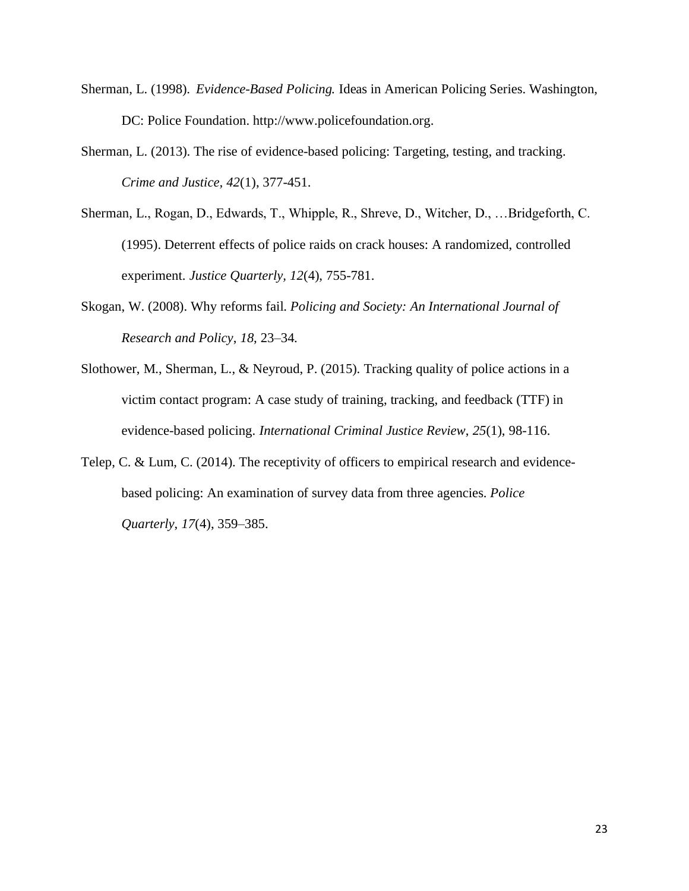Sherman, L. (1998). *Evidence-Based Policing.* Ideas in American Policing Series. Washington, DC: Police Foundation. http://www.policefoundation.org.

Sherman, L. (2013). The rise of evidence-based policing: Targeting, testing, and tracking. *Crime and Justice, 42*(1), 377-451.

Sherman, L., Rogan, D., Edwards, T., Whipple, R., Shreve, D., Witcher, D., …Bridgeforth, C. (1995). Deterrent effects of police raids on crack houses: A randomized, controlled experiment. *Justice Quarterly, 12*(4), 755-781.

Skogan, W. (2008). Why reforms fail. *Policing and Society: An International Journal of Research and Policy*, *18*, 23–34.

Slothower, M., Sherman, L., & Neyroud, P. (2015). Tracking quality of police actions in a victim contact program: A case study of training, tracking, and feedback (TTF) in evidence-based policing. *International Criminal Justice Review*, *25*(1), 98-116.

Telep, C. & Lum, C. (2014). The receptivity of officers to empirical research and evidence-based policing: An examination of survey data from three agencies. *Police Quarterly*, *17*(4), 359–385.